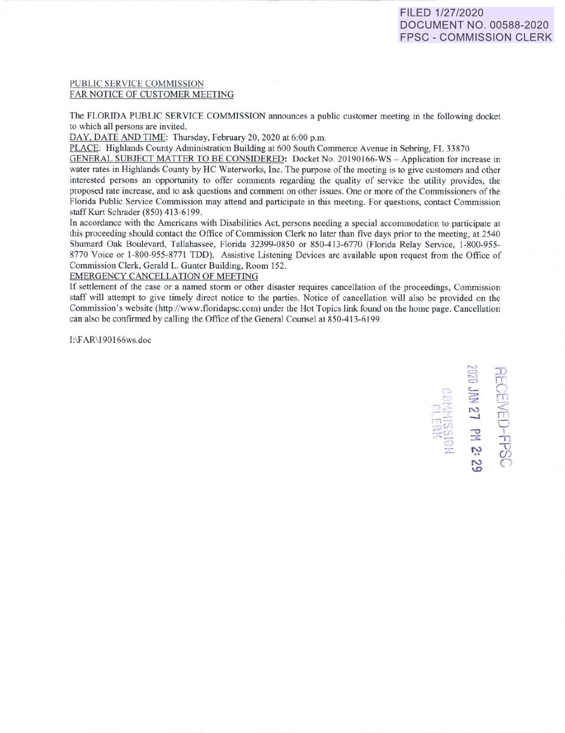FILED 1/27/2020
DOCUMENT NO. 00588-2020
FPSC - COMMISSION CLERK

PUBLIC SERVICE COMMISSION
FAR NOTICE OF CUSTOMER MEETING

The FLORIDA PUBLIC SERVICE COMMISSION announces a public customer meeting in the following docket to which all persons are invited.

DAY, DATE AND TIME: Thursday, February 20, 2020 at 6:00 p.m.

PLACE: Highlands County Administration Building at 600 South Commerce Avenue in Sebring, FL 33870

GENERAL SUBJECT MATTER TO BE CONSIDERED: Docket No. 20190166-WS – Application for increase in water rates in Highlands County by HC Waterworks, Inc. The purpose of the meeting is to give customers and other interested persons an opportunity to offer comments regarding the quality of service the utility provides, the proposed rate increase, and to ask questions and comment on other issues. One or more of the Commissioners of the Florida Public Service Commission may attend and participate in this meeting. For questions, contact Commission staff Kurt Schrader (850) 413-6199.

In accordance with the Americans with Disabilities Act, persons needing a special accommodation to participate at this proceeding should contact the Office of Commission Clerk no later than five days prior to the meeting, at 2540 Shumard Oak Boulevard, Tallahassee, Florida 32399-0850 or 850-413-6770 (Florida Relay Service, 1-800-955-8770 Voice or 1-800-955-8771 TDD). Assistive Listening Devices are available upon request from the Office of Commission Clerk, Gerald L. Gunter Building, Room 152.

EMERGENCY CANCELLATION OF MEETING

If settlement of the case or a named storm or other disaster requires cancellation of the proceedings, Commission staff will attempt to give timely direct notice to the parties. Notice of cancellation will also be provided on the Commission's website (http://www.floridapsc.com) under the Hot Topics link found on the home page. Cancellation can also be confirmed by calling the Office of the General Counsel at 850-413-6199.

I:\FAR\190166ws.doc

RECEIVED-FPSC
2020 JAN 27 PM 2:29
COMMISSION CLERK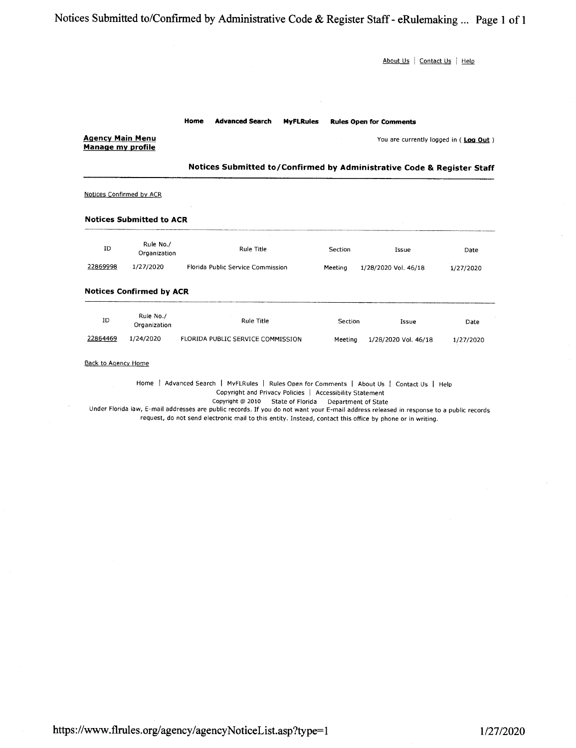About Us | Contact Us | Help

Home | Advanced Search | MyFLRules | Rules Open for Comments

**Agency Main Menu**
**Manage my profile**

You are currently logged in ( **Log Out** )

### Notices Submitted to/Confirmed by Administrative Code & Register Staff

Notices Confirmed by ACR

#### Notices Submitted to ACR

| ID | Rule No./ Organization | Rule Title | Section | Issue | Date |
|---|---|---|---|---|---|
| 22869998 | 1/27/2020 | Florida Public Service Commission | Meeting | 1/28/2020 Vol. 46/18 | 1/27/2020 |

#### Notices Confirmed by ACR

| ID | Rule No./ Organization | Rule Title | Section | Issue | Date |
|---|---|---|---|---|---|
| 22864469 | 1/24/2020 | FLORIDA PUBLIC SERVICE COMMISSION | Meeting | 1/28/2020 Vol. 46/18 | 1/27/2020 |

Back to Agency Home

Home | Advanced Search | MyFLRules | Rules Open for Comments | About Us | Contact Us | Help
Copyright and Privacy Policies | Accessibility Statement
Copyright @ 2010 State of Florida Department of State
Under Florida law, E-mail addresses are public records. If you do not want your E-mail address released in response to a public records request, do not send electronic mail to this entity. Instead, contact this office by phone or in writing.